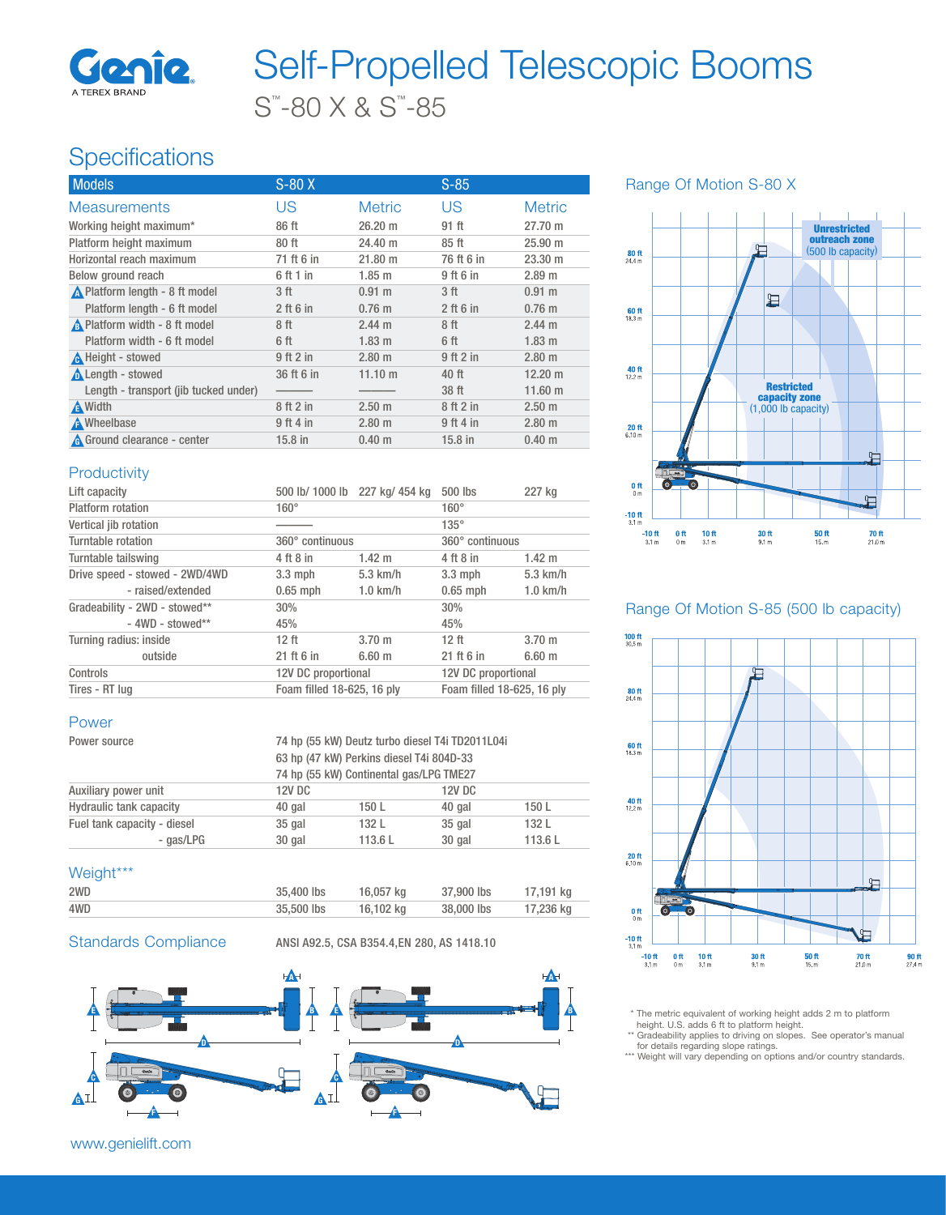# Self-Propelled Telescopic Booms

## S™-80 X & S™-85

## Specifications

| Models | S-80 X | | S-85 | |
|---|---|---|---|---|
| **Measurements** | **US** | **Metric** | **US** | **Metric** |
| Working height maximum* | 86 ft | 26.20 m | 91 ft | 27.70 m |
| Platform height maximum | 80 ft | 24.40 m | 85 ft | 25.90 m |
| Horizontal reach maximum | 71 ft 6 in | 21.80 m | 76 ft 6 in | 23.30 m |
| Below ground reach | 6 ft 1 in | 1.85 m | 9 ft 6 in | 2.89 m |
| A Platform length - 8 ft model | 3 ft | 0.91 m | 3 ft | 0.91 m |
| Platform length - 6 ft model | 2 ft 6 in | 0.76 m | 2 ft 6 in | 0.76 m |
| B Platform width - 8 ft model | 8 ft | 2.44 m | 8 ft | 2.44 m |
| Platform width - 6 ft model | 6 ft | 1.83 m | 6 ft | 1.83 m |
| C Height - stowed | 9 ft 2 in | 2.80 m | 9 ft 2 in | 2.80 m |
| D Length - stowed | 36 ft 6 in | 11.10 m | 40 ft | 12.20 m |
| Length - transport (jib tucked under) | ——— | ——— | 38 ft | 11.60 m |
| E Width | 8 ft 2 in | 2.50 m | 8 ft 2 in | 2.50 m |
| F Wheelbase | 9 ft 4 in | 2.80 m | 9 ft 4 in | 2.80 m |
| G Ground clearance - center | 15.8 in | 0.40 m | 15.8 in | 0.40 m |

### Productivity

| | S-80 X | | S-85 | |
|---|---|---|---|---|
| Lift capacity | 500 lb/ 1000 lb | 227 kg/ 454 kg | 500 lbs | 227 kg |
| Platform rotation | 160° | | 160° | |
| Vertical jib rotation | ——— | | 135° | |
| Turntable rotation | 360° continuous | | 360° continuous | |
| Turntable tailswing | 4 ft 8 in | 1.42 m | 4 ft 8 in | 1.42 m |
| Drive speed - stowed - 2WD/4WD | 3.3 mph | 5.3 km/h | 3.3 mph | 5.3 km/h |
| - raised/extended | 0.65 mph | 1.0 km/h | 0.65 mph | 1.0 km/h |
| Gradeability - 2WD - stowed** | 30% | | 30% | |
| - 4WD - stowed** | 45% | | 45% | |
| Turning radius: inside | 12 ft | 3.70 m | 12 ft | 3.70 m |
| outside | 21 ft 6 in | 6.60 m | 21 ft 6 in | 6.60 m |
| Controls | 12V DC proportional | | 12V DC proportional | |
| Tires - RT lug | Foam filled 18-625, 16 ply | | Foam filled 18-625, 16 ply | |

### Power

| | S-80 X | | S-85 | |
|---|---|---|---|---|
| Power source | 74 hp (55 kW) Deutz turbo diesel T4i TD2011L04i<br>63 hp (47 kW) Perkins diesel T4i 804D-33<br>74 hp (55 kW) Continental gas/LPG TME27 | | | |
| Auxiliary power unit | 12V DC | | 12V DC | |
| Hydraulic tank capacity | 40 gal | 150 L | 40 gal | 150 L |
| Fuel tank capacity - diesel | 35 gal | 132 L | 35 gal | 132 L |
| - gas/LPG | 30 gal | 113.6 L | 30 gal | 113.6 L |

### Weight***

| | S-80 X | | S-85 | |
|---|---|---|---|---|
| 2WD | 35,400 lbs | 16,057 kg | 37,900 lbs | 17,191 kg |
| 4WD | 35,500 lbs | 16,102 kg | 38,000 lbs | 17,236 kg |

### Standards Compliance

ANSI A92.5, CSA B354.4,EN 280, AS 1418.10

### Range Of Motion S-80 X

Unrestricted outreach zone (500 lb capacity)

Restricted capacity zone (1,000 lb capacity)

### Range Of Motion S-85 (500 lb capacity)

\* The metric equivalent of working height adds 2 m to platform height. U.S. adds 6 ft to platform height.

\*\* Gradeability applies to driving on slopes. See operator's manual for details regarding slope ratings.

\*\*\* Weight will vary depending on options and/or country standards.

www.genielift.com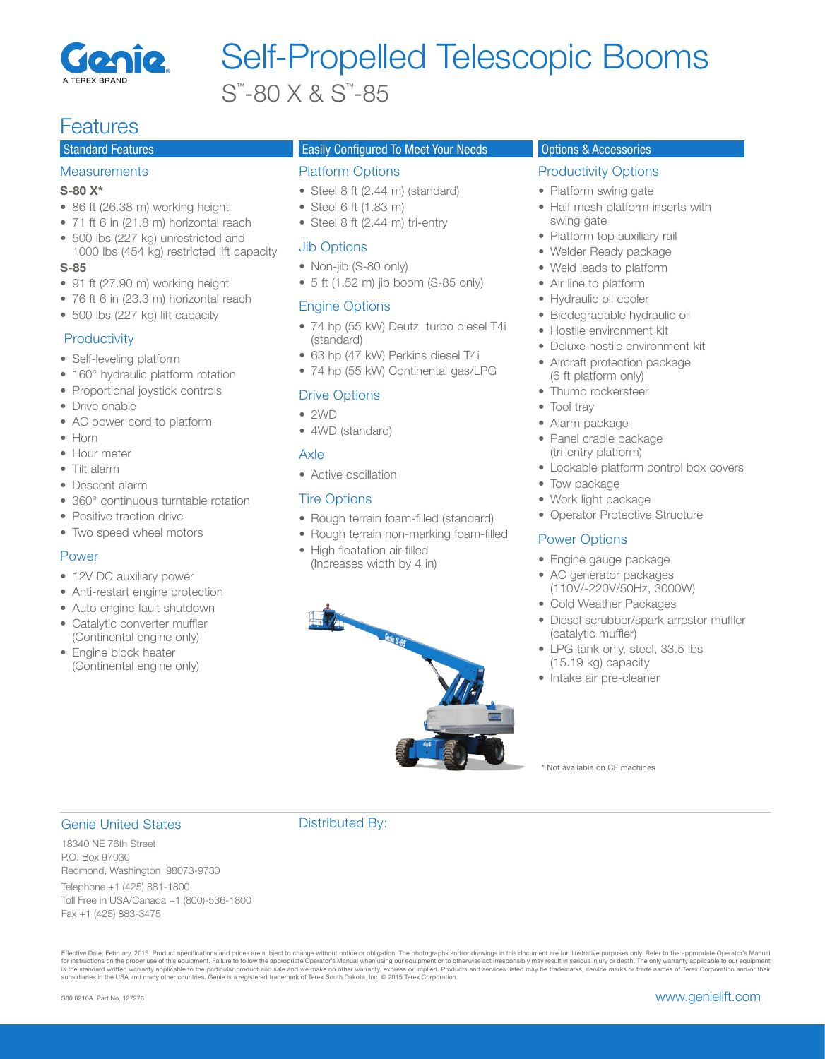# Self-Propelled Telescopic Booms

## S™-80 X & S™-85

## Features

### Standard Features

#### Measurements

**S-80 X***

- 86 ft (26.38 m) working height
- 71 ft 6 in (21.8 m) horizontal reach
- 500 lbs (227 kg) unrestricted and 1000 lbs (454 kg) restricted lift capacity

**S-85**

- 91 ft (27.90 m) working height
- 76 ft 6 in (23.3 m) horizontal reach
- 500 lbs (227 kg) lift capacity

#### Productivity

- Self-leveling platform
- 160° hydraulic platform rotation
- Proportional joystick controls
- Drive enable
- AC power cord to platform
- Horn
- Hour meter
- Tilt alarm
- Descent alarm
- 360° continuous turntable rotation
- Positive traction drive
- Two speed wheel motors

#### Power

- 12V DC auxiliary power
- Anti-restart engine protection
- Auto engine fault shutdown
- Catalytic converter muffler (Continental engine only)
- Engine block heater (Continental engine only)

### Easily Configured To Meet Your Needs

#### Platform Options

- Steel 8 ft (2.44 m) (standard)
- Steel 6 ft (1.83 m)
- Steel 8 ft (2.44 m) tri-entry

#### Jib Options

- Non-jib (S-80 only)
- 5 ft (1.52 m) jib boom (S-85 only)

#### Engine Options

- 74 hp (55 kW) Deutz turbo diesel T4i (standard)
- 63 hp (47 kW) Perkins diesel T4i
- 74 hp (55 kW) Continental gas/LPG

#### Drive Options

- 2WD
- 4WD (standard)

#### Axle

- Active oscillation

#### Tire Options

- Rough terrain foam-filled (standard)
- Rough terrain non-marking foam-filled
- High floatation air-filled (Increases width by 4 in)

### Options & Accessories

#### Productivity Options

- Platform swing gate
- Half mesh platform inserts with swing gate
- Platform top auxiliary rail
- Welder Ready package
- Weld leads to platform
- Air line to platform
- Hydraulic oil cooler
- Biodegradable hydraulic oil
- Hostile environment kit
- Deluxe hostile environment kit
- Aircraft protection package (6 ft platform only)
- Thumb rockersteer
- Tool tray
- Alarm package
- Panel cradle package (tri-entry platform)
- Lockable platform control box covers
- Tow package
- Work light package
- Operator Protective Structure

#### Power Options

- Engine gauge package
- AC generator packages (110V/-220V/50Hz, 3000W)
- Cold Weather Packages
- Diesel scrubber/spark arrestor muffler (catalytic muffler)
- LPG tank only, steel, 33.5 lbs (15.19 kg) capacity
- Intake air pre-cleaner

\* Not available on CE machines

### Genie United States

18340 NE 76th Street
P.O. Box 97030
Redmond, Washington 98073-9730

Telephone +1 (425) 881-1800
Toll Free in USA/Canada +1 (800)-536-1800
Fax +1 (425) 883-3475

### Distributed By:

Effective Date: February, 2015. Product specifications and prices are subject to change without notice or obligation. The photographs and/or drawings in this document are for illustrative purposes only. Refer to the appropriate Operator's Manual for instructions on the proper use of this equipment. Failure to follow the appropriate Operator's Manual when using our equipment or to otherwise act irresponsibly may result in serious injury or death. The only warranty applicable to our equipment is the standard written warranty applicable to the particular product and sale and we make no other warranty, express or implied. Products and services listed may be trademarks, service marks or trade names of Terex Corporation and/or their subsidiaries in the USA and many other countries. Genie is a registered trademark of Terex South Dakota, Inc. © 2015 Terex Corporation.

S80 0210A. Part No. 127276

www.genielift.com